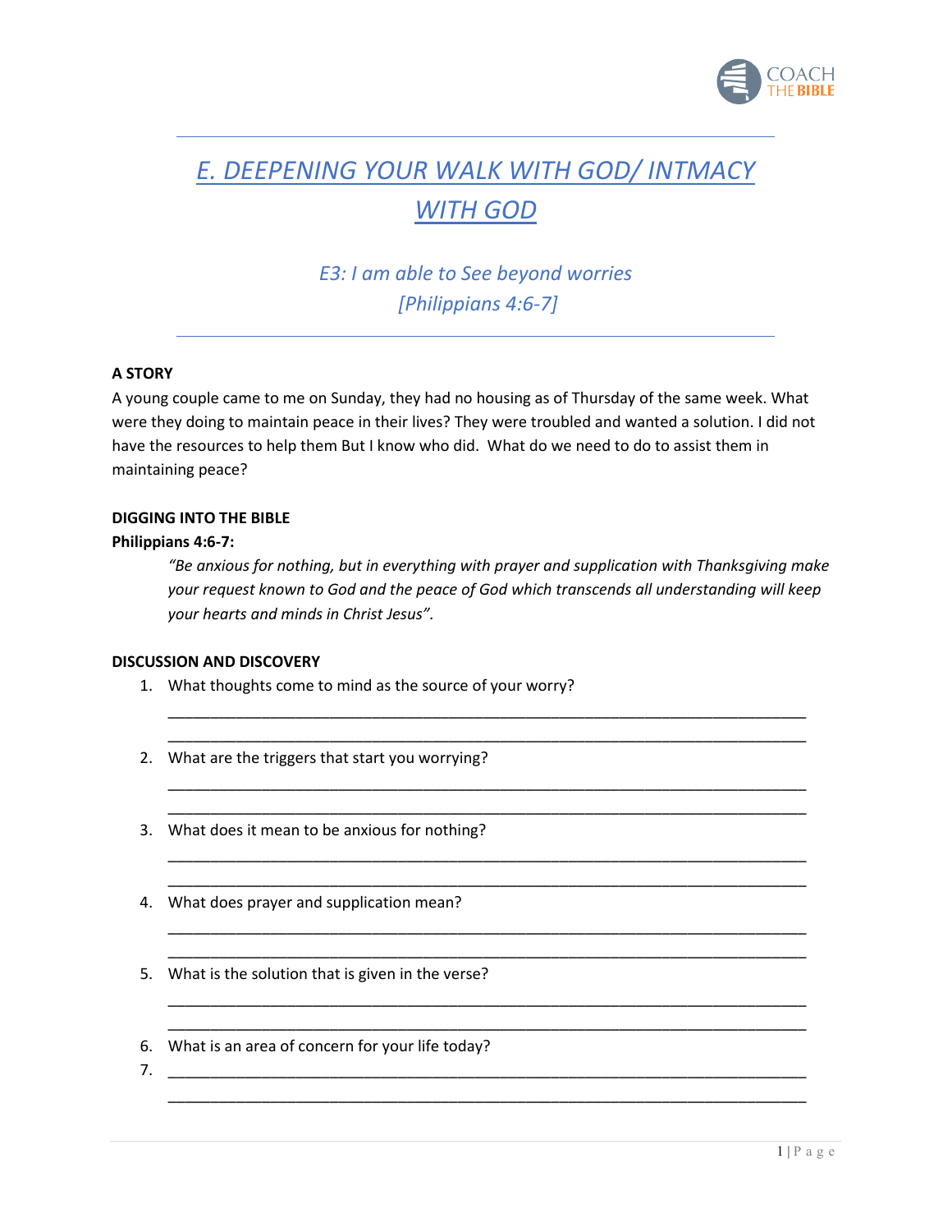# E. DEEPENING YOUR WALK WITH GOD/ INTMACY WITH GOD

## *E3: I am able to See beyond worries [Philippians 4:6-7]*

**A STORY**

A young couple came to me on Sunday, they had no housing as of Thursday of the same week. What were they doing to maintain peace in their lives? They were troubled and wanted a solution. I did not have the resources to help them But I know who did. What do we need to do to assist them in maintaining peace?

**DIGGING INTO THE BIBLE**

**Philippians 4:6-7:**

> *"Be anxious for nothing, but in everything with prayer and supplication with Thanksgiving make your request known to God and the peace of God which transcends all understanding will keep your hearts and minds in Christ Jesus".*

**DISCUSSION AND DISCOVERY**

1. What thoughts come to mind as the source of your worry?

   ____________________________________________________________________________
   ____________________________________________________________________________

2. What are the triggers that start you worrying?

   ____________________________________________________________________________
   ____________________________________________________________________________

3. What does it mean to be anxious for nothing?

   ____________________________________________________________________________
   ____________________________________________________________________________

4. What does prayer and supplication mean?

   ____________________________________________________________________________
   ____________________________________________________________________________

5. What is the solution that is given in the verse?

   ____________________________________________________________________________
   ____________________________________________________________________________

6. What is an area of concern for your life today?
7. ____________________________________________________________________________
   ____________________________________________________________________________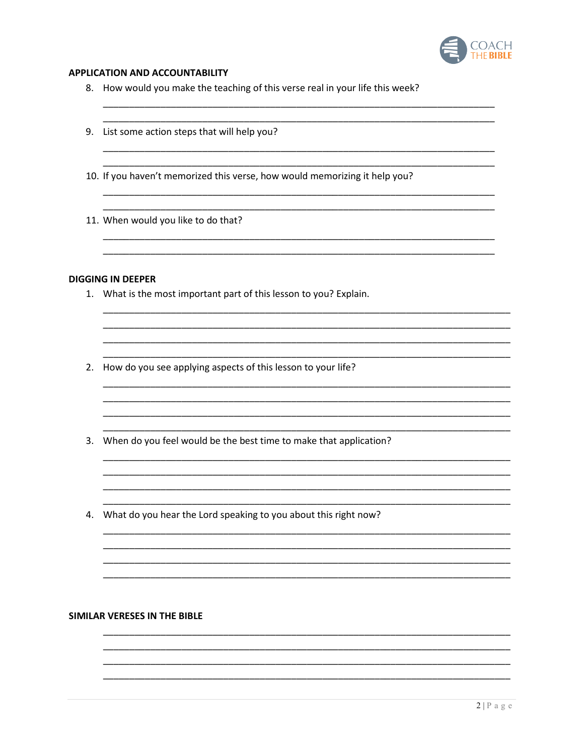## APPLICATION AND ACCOUNTABILITY

8. How would you make the teaching of this verse real in your life this week?

_______________________________________________________________________________

_______________________________________________________________________________

9. List some action steps that will help you?

_______________________________________________________________________________

_______________________________________________________________________________

10. If you haven't memorized this verse, how would memorizing it help you?

_______________________________________________________________________________

_______________________________________________________________________________

11. When would you like to do that?

_______________________________________________________________________________

_______________________________________________________________________________

## DIGGING IN DEEPER

1. What is the most important part of this lesson to you? Explain.

_______________________________________________________________________________

_______________________________________________________________________________

_______________________________________________________________________________

_______________________________________________________________________________

2. How do you see applying aspects of this lesson to your life?

_______________________________________________________________________________

_______________________________________________________________________________

_______________________________________________________________________________

_______________________________________________________________________________

3. When do you feel would be the best time to make that application?

_______________________________________________________________________________

_______________________________________________________________________________

_______________________________________________________________________________

_______________________________________________________________________________

4. What do you hear the Lord speaking to you about this right now?

_______________________________________________________________________________

_______________________________________________________________________________

_______________________________________________________________________________

_______________________________________________________________________________

## SIMILAR VERESES IN THE BIBLE

_______________________________________________________________________________

_______________________________________________________________________________

_______________________________________________________________________________

_______________________________________________________________________________